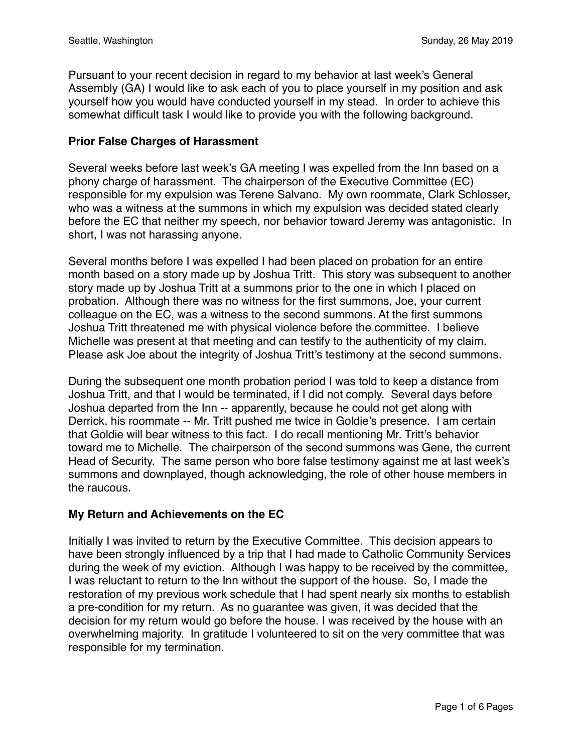Seattle, Washington Sunday, 26 May 2019

Pursuant to your recent decision in regard to my behavior at last week's General Assembly (GA) I would like to ask each of you to place yourself in my position and ask yourself how you would have conducted yourself in my stead. In order to achieve this somewhat difficult task I would like to provide you with the following background.

**Prior False Charges of Harassment**

Several weeks before last week's GA meeting I was expelled from the Inn based on a phony charge of harassment. The chairperson of the Executive Committee (EC) responsible for my expulsion was Terene Salvano. My own roommate, Clark Schlosser, who was a witness at the summons in which my expulsion was decided stated clearly before the EC that neither my speech, nor behavior toward Jeremy was antagonistic. In short, I was not harassing anyone.

Several months before I was expelled I had been placed on probation for an entire month based on a story made up by Joshua Tritt. This story was subsequent to another story made up by Joshua Tritt at a summons prior to the one in which I placed on probation. Although there was no witness for the first summons, Joe, your current colleague on the EC, was a witness to the second summons. At the first summons Joshua Tritt threatened me with physical violence before the committee. I believe Michelle was present at that meeting and can testify to the authenticity of my claim. Please ask Joe about the integrity of Joshua Tritt's testimony at the second summons.

During the subsequent one month probation period I was told to keep a distance from Joshua Tritt, and that I would be terminated, if I did not comply. Several days before Joshua departed from the Inn -- apparently, because he could not get along with Derrick, his roommate -- Mr. Tritt pushed me twice in Goldie's presence. I am certain that Goldie will bear witness to this fact. I do recall mentioning Mr. Tritt's behavior toward me to Michelle. The chairperson of the second summons was Gene, the current Head of Security. The same person who bore false testimony against me at last week's summons and downplayed, though acknowledging, the role of other house members in the raucous.

**My Return and Achievements on the EC**

Initially I was invited to return by the Executive Committee. This decision appears to have been strongly influenced by a trip that I had made to Catholic Community Services during the week of my eviction. Although I was happy to be received by the committee, I was reluctant to return to the Inn without the support of the house. So, I made the restoration of my previous work schedule that I had spent nearly six months to establish a pre-condition for my return. As no guarantee was given, it was decided that the decision for my return would go before the house. I was received by the house with an overwhelming majority. In gratitude I volunteered to sit on the very committee that was responsible for my termination.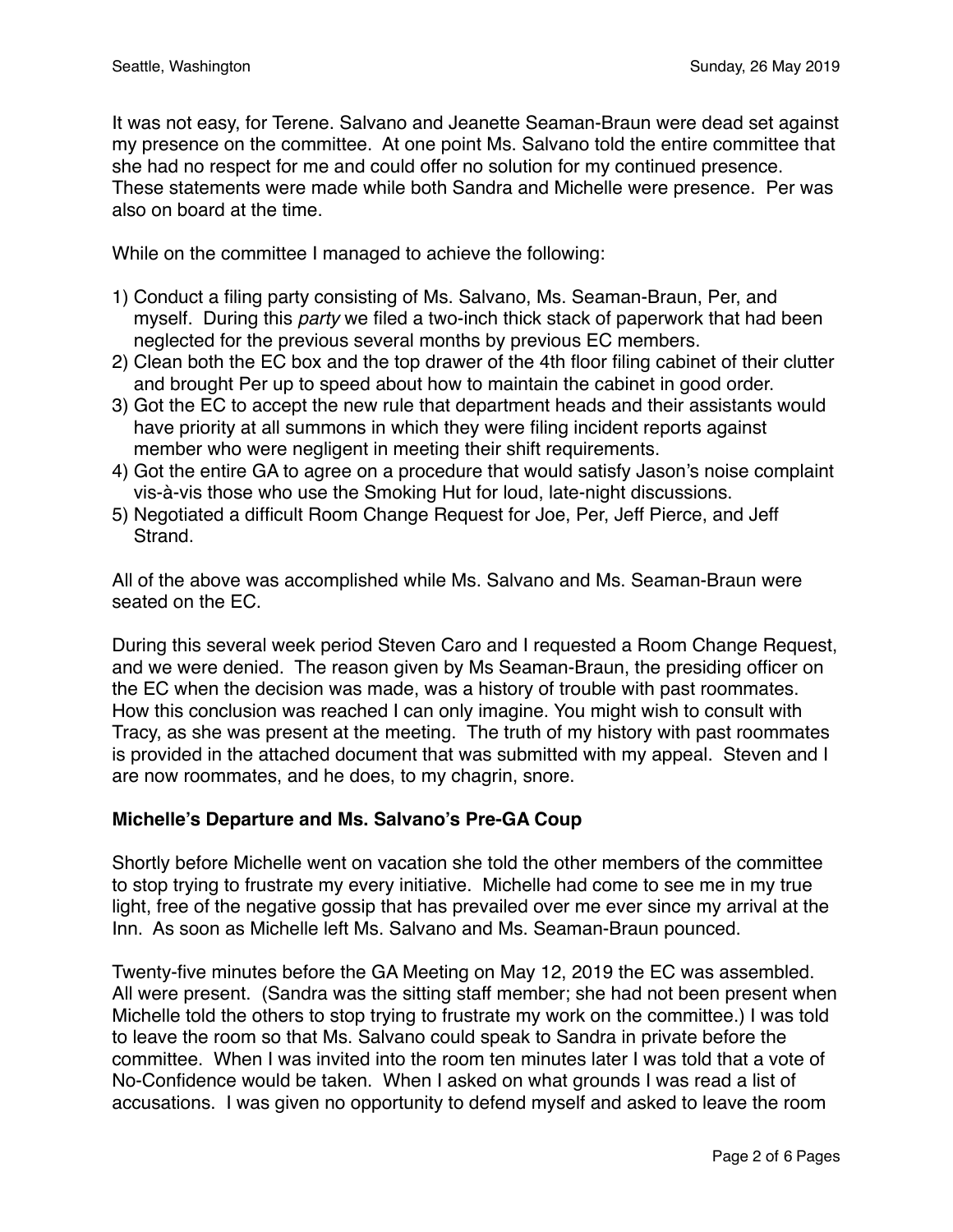It was not easy, for Terene. Salvano and Jeanette Seaman-Braun were dead set against my presence on the committee. At one point Ms. Salvano told the entire committee that she had no respect for me and could offer no solution for my continued presence. These statements were made while both Sandra and Michelle were presence. Per was also on board at the time.

While on the committee I managed to achieve the following:

1) Conduct a filing party consisting of Ms. Salvano, Ms. Seaman-Braun, Per, and myself. During this *party* we filed a two-inch thick stack of paperwork that had been neglected for the previous several months by previous EC members.
2) Clean both the EC box and the top drawer of the 4th floor filing cabinet of their clutter and brought Per up to speed about how to maintain the cabinet in good order.
3) Got the EC to accept the new rule that department heads and their assistants would have priority at all summons in which they were filing incident reports against member who were negligent in meeting their shift requirements.
4) Got the entire GA to agree on a procedure that would satisfy Jason's noise complaint vis-à-vis those who use the Smoking Hut for loud, late-night discussions.
5) Negotiated a difficult Room Change Request for Joe, Per, Jeff Pierce, and Jeff Strand.

All of the above was accomplished while Ms. Salvano and Ms. Seaman-Braun were seated on the EC.

During this several week period Steven Caro and I requested a Room Change Request, and we were denied. The reason given by Ms Seaman-Braun, the presiding officer on the EC when the decision was made, was a history of trouble with past roommates. How this conclusion was reached I can only imagine. You might wish to consult with Tracy, as she was present at the meeting. The truth of my history with past roommates is provided in the attached document that was submitted with my appeal. Steven and I are now roommates, and he does, to my chagrin, snore.

### Michelle's Departure and Ms. Salvano's Pre-GA Coup

Shortly before Michelle went on vacation she told the other members of the committee to stop trying to frustrate my every initiative. Michelle had come to see me in my true light, free of the negative gossip that has prevailed over me ever since my arrival at the Inn. As soon as Michelle left Ms. Salvano and Ms. Seaman-Braun pounced.

Twenty-five minutes before the GA Meeting on May 12, 2019 the EC was assembled. All were present. (Sandra was the sitting staff member; she had not been present when Michelle told the others to stop trying to frustrate my work on the committee.) I was told to leave the room so that Ms. Salvano could speak to Sandra in private before the committee. When I was invited into the room ten minutes later I was told that a vote of No-Confidence would be taken. When I asked on what grounds I was read a list of accusations. I was given no opportunity to defend myself and asked to leave the room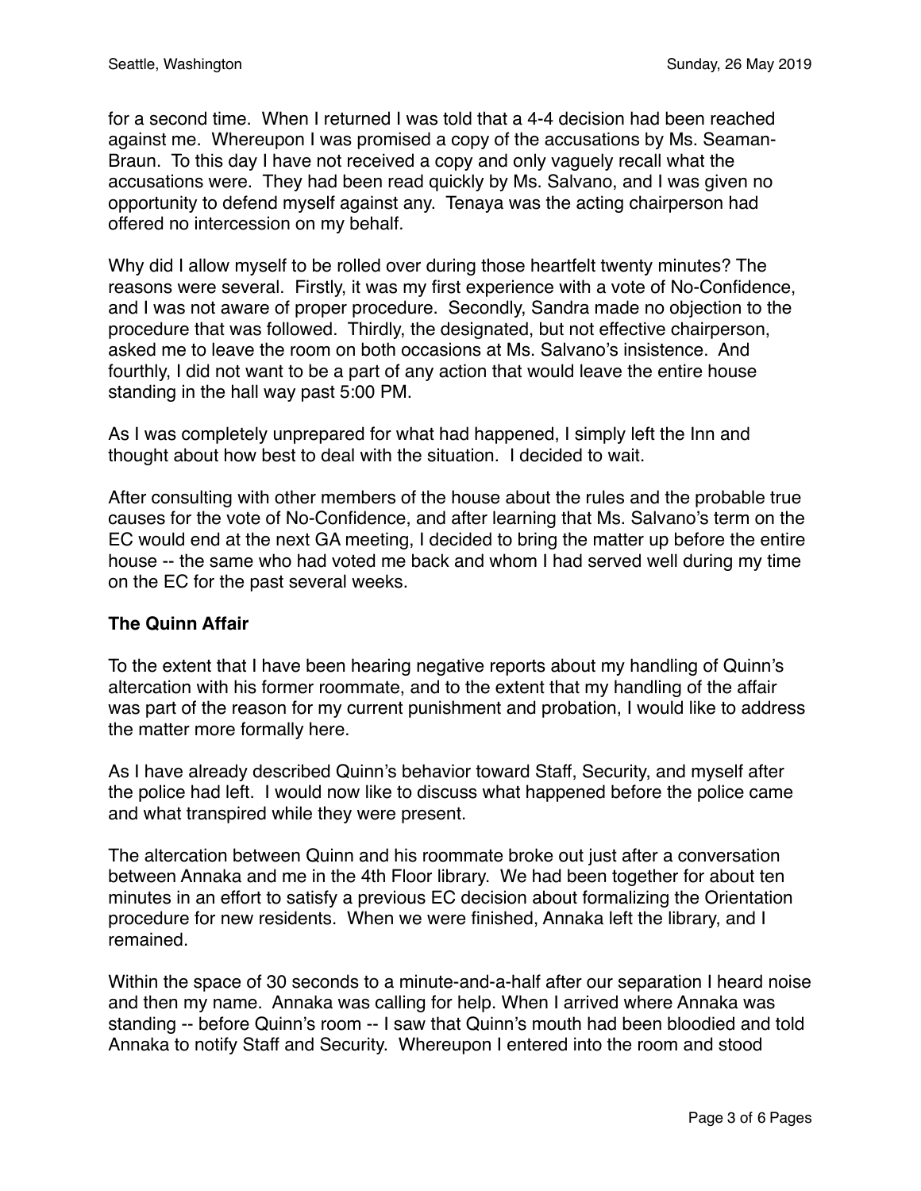for a second time. When I returned I was told that a 4-4 decision had been reached against me. Whereupon I was promised a copy of the accusations by Ms. Seaman-Braun. To this day I have not received a copy and only vaguely recall what the accusations were. They had been read quickly by Ms. Salvano, and I was given no opportunity to defend myself against any. Tenaya was the acting chairperson had offered no intercession on my behalf.

Why did I allow myself to be rolled over during those heartfelt twenty minutes? The reasons were several. Firstly, it was my first experience with a vote of No-Confidence, and I was not aware of proper procedure. Secondly, Sandra made no objection to the procedure that was followed. Thirdly, the designated, but not effective chairperson, asked me to leave the room on both occasions at Ms. Salvano's insistence. And fourthly, I did not want to be a part of any action that would leave the entire house standing in the hall way past 5:00 PM.

As I was completely unprepared for what had happened, I simply left the Inn and thought about how best to deal with the situation. I decided to wait.

After consulting with other members of the house about the rules and the probable true causes for the vote of No-Confidence, and after learning that Ms. Salvano's term on the EC would end at the next GA meeting, I decided to bring the matter up before the entire house -- the same who had voted me back and whom I had served well during my time on the EC for the past several weeks.

**The Quinn Affair**

To the extent that I have been hearing negative reports about my handling of Quinn's altercation with his former roommate, and to the extent that my handling of the affair was part of the reason for my current punishment and probation, I would like to address the matter more formally here.

As I have already described Quinn's behavior toward Staff, Security, and myself after the police had left. I would now like to discuss what happened before the police came and what transpired while they were present.

The altercation between Quinn and his roommate broke out just after a conversation between Annaka and me in the 4th Floor library. We had been together for about ten minutes in an effort to satisfy a previous EC decision about formalizing the Orientation procedure for new residents. When we were finished, Annaka left the library, and I remained.

Within the space of 30 seconds to a minute-and-a-half after our separation I heard noise and then my name. Annaka was calling for help. When I arrived where Annaka was standing -- before Quinn's room -- I saw that Quinn's mouth had been bloodied and told Annaka to notify Staff and Security. Whereupon I entered into the room and stood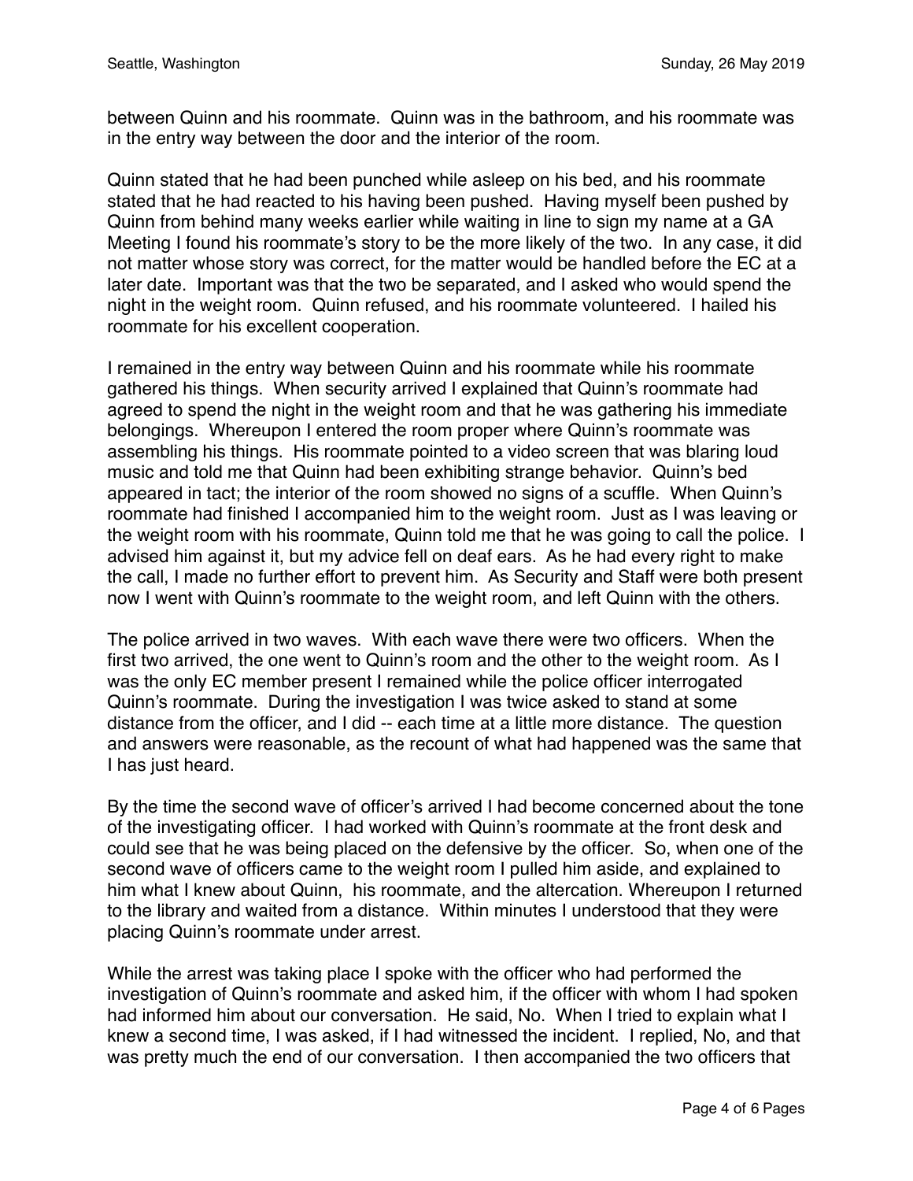between Quinn and his roommate. Quinn was in the bathroom, and his roommate was in the entry way between the door and the interior of the room.

Quinn stated that he had been punched while asleep on his bed, and his roommate stated that he had reacted to his having been pushed. Having myself been pushed by Quinn from behind many weeks earlier while waiting in line to sign my name at a GA Meeting I found his roommate's story to be the more likely of the two. In any case, it did not matter whose story was correct, for the matter would be handled before the EC at a later date. Important was that the two be separated, and I asked who would spend the night in the weight room. Quinn refused, and his roommate volunteered. I hailed his roommate for his excellent cooperation.

I remained in the entry way between Quinn and his roommate while his roommate gathered his things. When security arrived I explained that Quinn's roommate had agreed to spend the night in the weight room and that he was gathering his immediate belongings. Whereupon I entered the room proper where Quinn's roommate was assembling his things. His roommate pointed to a video screen that was blaring loud music and told me that Quinn had been exhibiting strange behavior. Quinn's bed appeared in tact; the interior of the room showed no signs of a scuffle. When Quinn's roommate had finished I accompanied him to the weight room. Just as I was leaving or the weight room with his roommate, Quinn told me that he was going to call the police. I advised him against it, but my advice fell on deaf ears. As he had every right to make the call, I made no further effort to prevent him. As Security and Staff were both present now I went with Quinn's roommate to the weight room, and left Quinn with the others.

The police arrived in two waves. With each wave there were two officers. When the first two arrived, the one went to Quinn's room and the other to the weight room. As I was the only EC member present I remained while the police officer interrogated Quinn's roommate. During the investigation I was twice asked to stand at some distance from the officer, and I did -- each time at a little more distance. The question and answers were reasonable, as the recount of what had happened was the same that I has just heard.

By the time the second wave of officer's arrived I had become concerned about the tone of the investigating officer. I had worked with Quinn's roommate at the front desk and could see that he was being placed on the defensive by the officer. So, when one of the second wave of officers came to the weight room I pulled him aside, and explained to him what I knew about Quinn, his roommate, and the altercation. Whereupon I returned to the library and waited from a distance. Within minutes I understood that they were placing Quinn's roommate under arrest.

While the arrest was taking place I spoke with the officer who had performed the investigation of Quinn's roommate and asked him, if the officer with whom I had spoken had informed him about our conversation. He said, No. When I tried to explain what I knew a second time, I was asked, if I had witnessed the incident. I replied, No, and that was pretty much the end of our conversation. I then accompanied the two officers that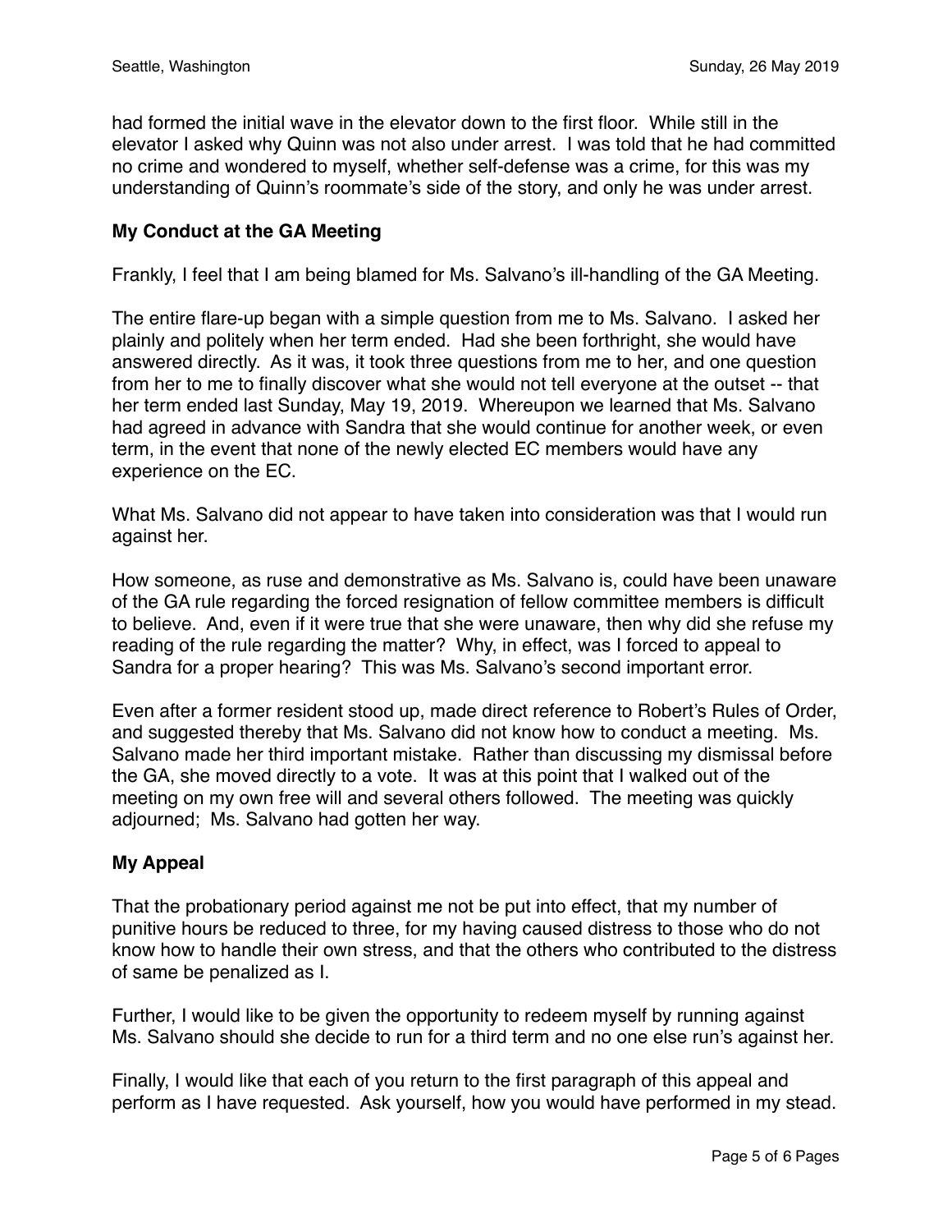had formed the initial wave in the elevator down to the first floor. While still in the elevator I asked why Quinn was not also under arrest. I was told that he had committed no crime and wondered to myself, whether self-defense was a crime, for this was my understanding of Quinn's roommate's side of the story, and only he was under arrest.

**My Conduct at the GA Meeting**

Frankly, I feel that I am being blamed for Ms. Salvano's ill-handling of the GA Meeting.

The entire flare-up began with a simple question from me to Ms. Salvano. I asked her plainly and politely when her term ended. Had she been forthright, she would have answered directly. As it was, it took three questions from me to her, and one question from her to me to finally discover what she would not tell everyone at the outset -- that her term ended last Sunday, May 19, 2019. Whereupon we learned that Ms. Salvano had agreed in advance with Sandra that she would continue for another week, or even term, in the event that none of the newly elected EC members would have any experience on the EC.

What Ms. Salvano did not appear to have taken into consideration was that I would run against her.

How someone, as ruse and demonstrative as Ms. Salvano is, could have been unaware of the GA rule regarding the forced resignation of fellow committee members is difficult to believe. And, even if it were true that she were unaware, then why did she refuse my reading of the rule regarding the matter? Why, in effect, was I forced to appeal to Sandra for a proper hearing? This was Ms. Salvano's second important error.

Even after a former resident stood up, made direct reference to Robert's Rules of Order, and suggested thereby that Ms. Salvano did not know how to conduct a meeting. Ms. Salvano made her third important mistake. Rather than discussing my dismissal before the GA, she moved directly to a vote. It was at this point that I walked out of the meeting on my own free will and several others followed. The meeting was quickly adjourned; Ms. Salvano had gotten her way.

**My Appeal**

That the probationary period against me not be put into effect, that my number of punitive hours be reduced to three, for my having caused distress to those who do not know how to handle their own stress, and that the others who contributed to the distress of same be penalized as I.

Further, I would like to be given the opportunity to redeem myself by running against Ms. Salvano should she decide to run for a third term and no one else run's against her.

Finally, I would like that each of you return to the first paragraph of this appeal and perform as I have requested. Ask yourself, how you would have performed in my stead.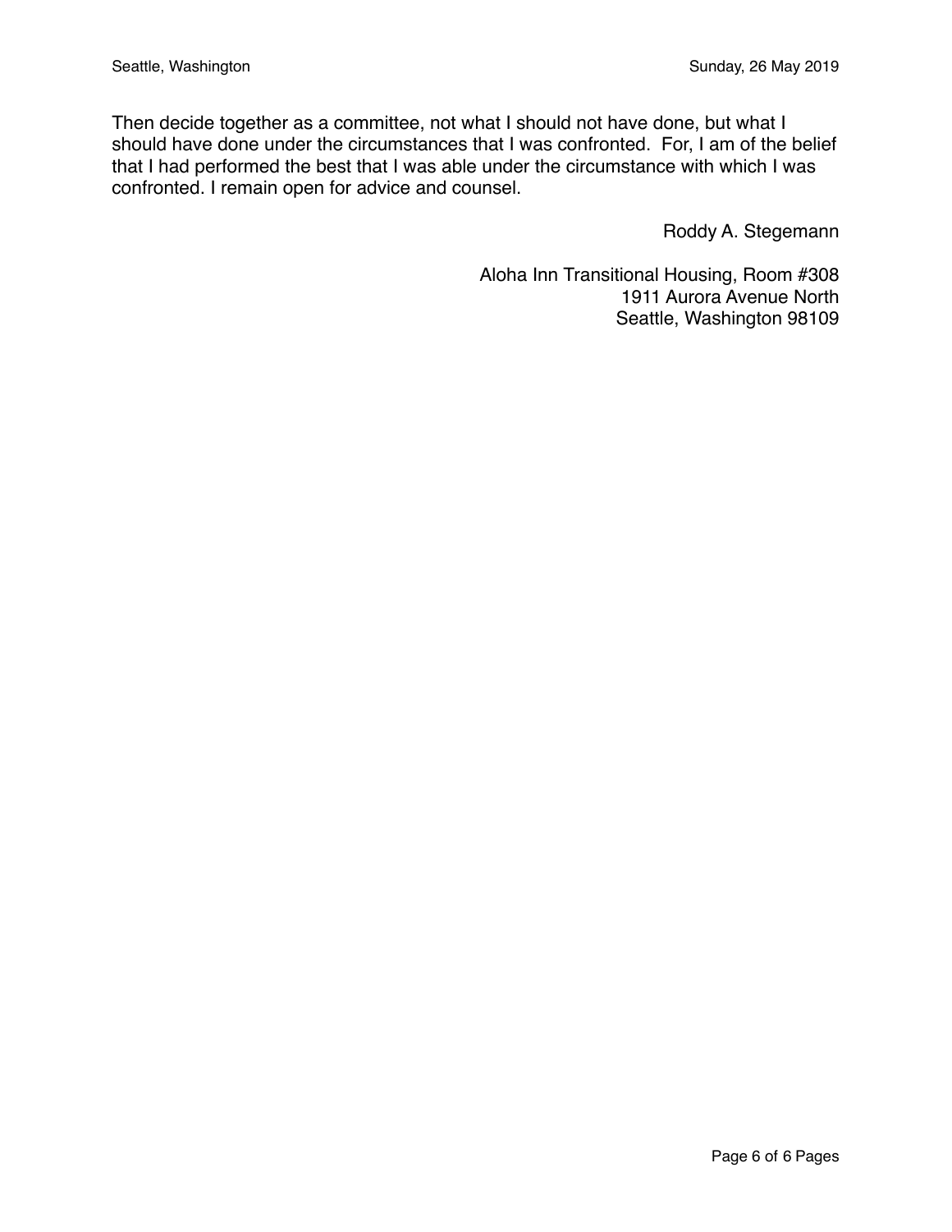Then decide together as a committee, not what I should not have done, but what I should have done under the circumstances that I was confronted. For, I am of the belief that I had performed the best that I was able under the circumstance with which I was confronted. I remain open for advice and counsel.

Roddy A. Stegemann

Aloha Inn Transitional Housing, Room #308
1911 Aurora Avenue North
Seattle, Washington 98109